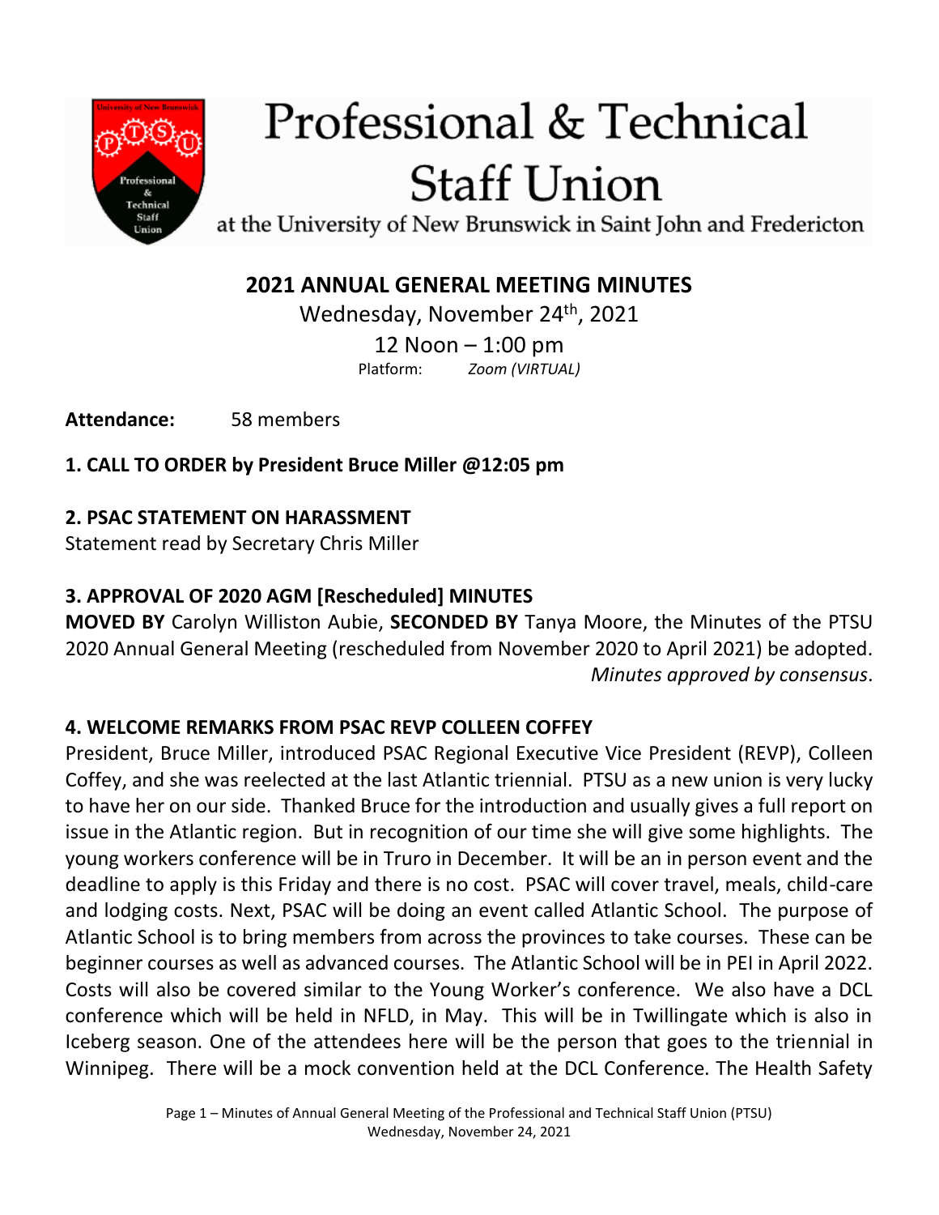# Professional & Technical Staff Union

at the University of New Brunswick in Saint John and Fredericton

## 2021 ANNUAL GENERAL MEETING MINUTES

Wednesday, November 24th, 2021

12 Noon – 1:00 pm

Platform: *Zoom (VIRTUAL)*

**Attendance:** 58 members

**1. CALL TO ORDER by President Bruce Miller @12:05 pm**

**2. PSAC STATEMENT ON HARASSMENT**

Statement read by Secretary Chris Miller

**3. APPROVAL OF 2020 AGM [Rescheduled] MINUTES**

**MOVED BY** Carolyn Williston Aubie, **SECONDED BY** Tanya Moore, the Minutes of the PTSU 2020 Annual General Meeting (rescheduled from November 2020 to April 2021) be adopted. *Minutes approved by consensus*.

**4. WELCOME REMARKS FROM PSAC REVP COLLEEN COFFEY**

President, Bruce Miller, introduced PSAC Regional Executive Vice President (REVP), Colleen Coffey, and she was reelected at the last Atlantic triennial. PTSU as a new union is very lucky to have her on our side. Thanked Bruce for the introduction and usually gives a full report on issue in the Atlantic region. But in recognition of our time she will give some highlights. The young workers conference will be in Truro in December. It will be an in person event and the deadline to apply is this Friday and there is no cost. PSAC will cover travel, meals, child-care and lodging costs. Next, PSAC will be doing an event called Atlantic School. The purpose of Atlantic School is to bring members from across the provinces to take courses. These can be beginner courses as well as advanced courses. The Atlantic School will be in PEI in April 2022. Costs will also be covered similar to the Young Worker's conference. We also have a DCL conference which will be held in NFLD, in May. This will be in Twillingate which is also in Iceberg season. One of the attendees here will be the person that goes to the triennial in Winnipeg. There will be a mock convention held at the DCL Conference. The Health Safety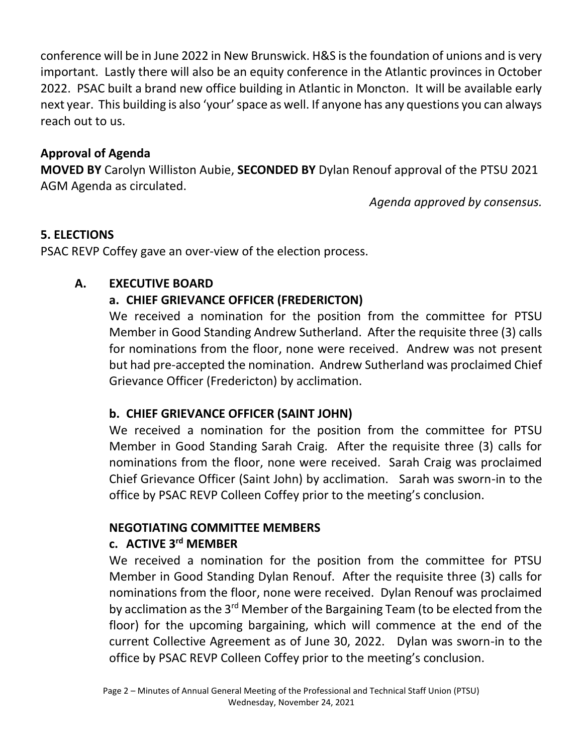conference will be in June 2022 in New Brunswick. H&S is the foundation of unions and is very important. Lastly there will also be an equity conference in the Atlantic provinces in October 2022. PSAC built a brand new office building in Atlantic in Moncton. It will be available early next year. This building is also 'your' space as well. If anyone has any questions you can always reach out to us.

**Approval of Agenda**

**MOVED BY** Carolyn Williston Aubie, **SECONDED BY** Dylan Renouf approval of the PTSU 2021 AGM Agenda as circulated.

*Agenda approved by consensus.*

## 5. ELECTIONS

PSAC REVP Coffey gave an over-view of the election process.

### A. EXECUTIVE BOARD

#### a. CHIEF GRIEVANCE OFFICER (FREDERICTON)

We received a nomination for the position from the committee for PTSU Member in Good Standing Andrew Sutherland. After the requisite three (3) calls for nominations from the floor, none were received. Andrew was not present but had pre-accepted the nomination. Andrew Sutherland was proclaimed Chief Grievance Officer (Fredericton) by acclimation.

#### b. CHIEF GRIEVANCE OFFICER (SAINT JOHN)

We received a nomination for the position from the committee for PTSU Member in Good Standing Sarah Craig. After the requisite three (3) calls for nominations from the floor, none were received. Sarah Craig was proclaimed Chief Grievance Officer (Saint John) by acclimation. Sarah was sworn-in to the office by PSAC REVP Colleen Coffey prior to the meeting's conclusion.

### NEGOTIATING COMMITTEE MEMBERS

#### c. ACTIVE 3rd MEMBER

We received a nomination for the position from the committee for PTSU Member in Good Standing Dylan Renouf. After the requisite three (3) calls for nominations from the floor, none were received. Dylan Renouf was proclaimed by acclimation as the 3rd Member of the Bargaining Team (to be elected from the floor) for the upcoming bargaining, which will commence at the end of the current Collective Agreement as of June 30, 2022. Dylan was sworn-in to the office by PSAC REVP Colleen Coffey prior to the meeting's conclusion.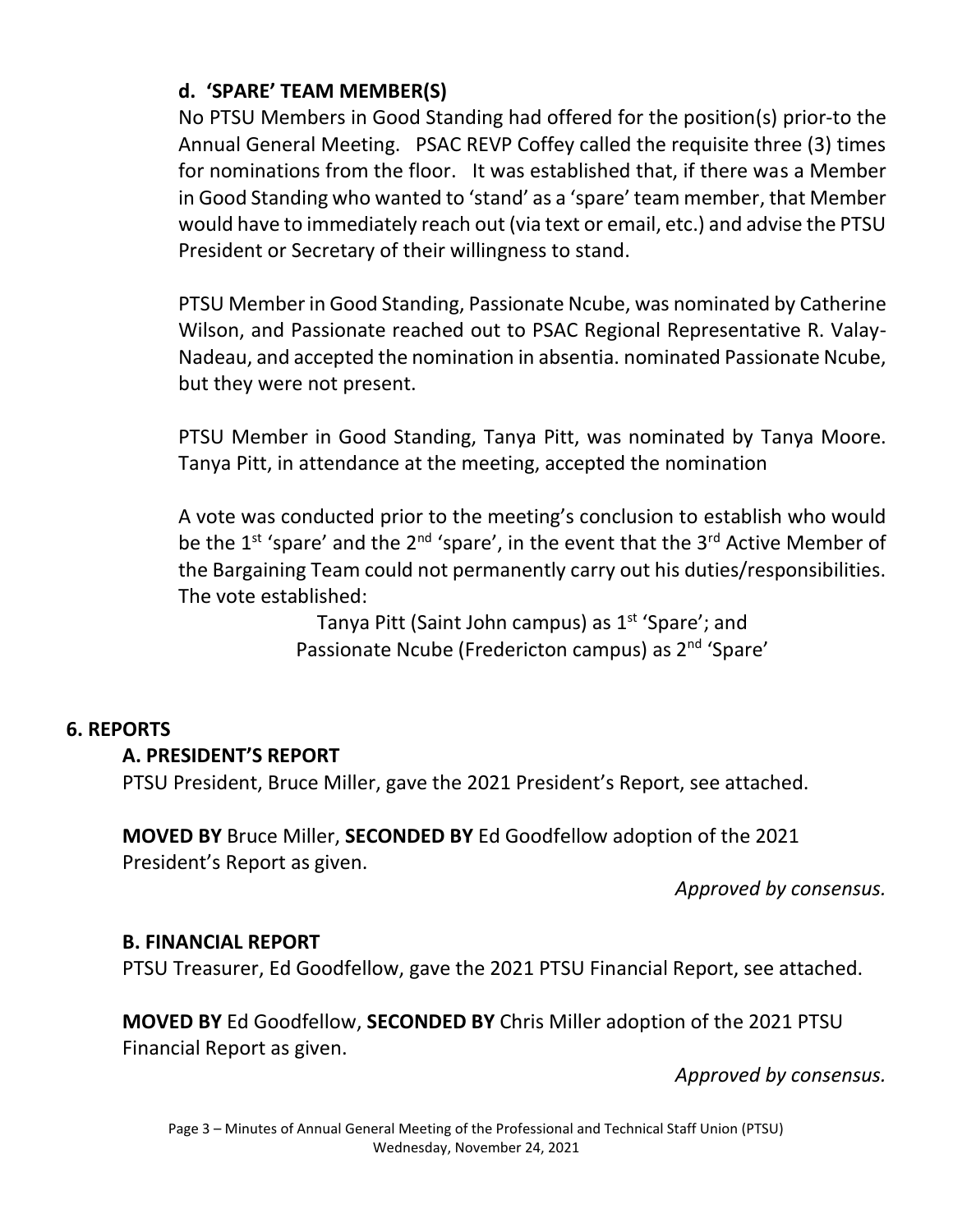### d. 'SPARE' TEAM MEMBER(S)

No PTSU Members in Good Standing had offered for the position(s) prior-to the Annual General Meeting. PSAC REVP Coffey called the requisite three (3) times for nominations from the floor. It was established that, if there was a Member in Good Standing who wanted to 'stand' as a 'spare' team member, that Member would have to immediately reach out (via text or email, etc.) and advise the PTSU President or Secretary of their willingness to stand.

PTSU Member in Good Standing, Passionate Ncube, was nominated by Catherine Wilson, and Passionate reached out to PSAC Regional Representative R. Valay-Nadeau, and accepted the nomination in absentia. nominated Passionate Ncube, but they were not present.

PTSU Member in Good Standing, Tanya Pitt, was nominated by Tanya Moore. Tanya Pitt, in attendance at the meeting, accepted the nomination

A vote was conducted prior to the meeting's conclusion to establish who would be the 1st 'spare' and the 2nd 'spare', in the event that the 3rd Active Member of the Bargaining Team could not permanently carry out his duties/responsibilities. The vote established:

Tanya Pitt (Saint John campus) as 1st 'Spare'; and
Passionate Ncube (Fredericton campus) as 2nd 'Spare'

## 6. REPORTS

### A. PRESIDENT'S REPORT

PTSU President, Bruce Miller, gave the 2021 President's Report, see attached.

**MOVED BY** Bruce Miller, **SECONDED BY** Ed Goodfellow adoption of the 2021 President's Report as given.

*Approved by consensus.*

### B. FINANCIAL REPORT

PTSU Treasurer, Ed Goodfellow, gave the 2021 PTSU Financial Report, see attached.

**MOVED BY** Ed Goodfellow, **SECONDED BY** Chris Miller adoption of the 2021 PTSU Financial Report as given.

*Approved by consensus.*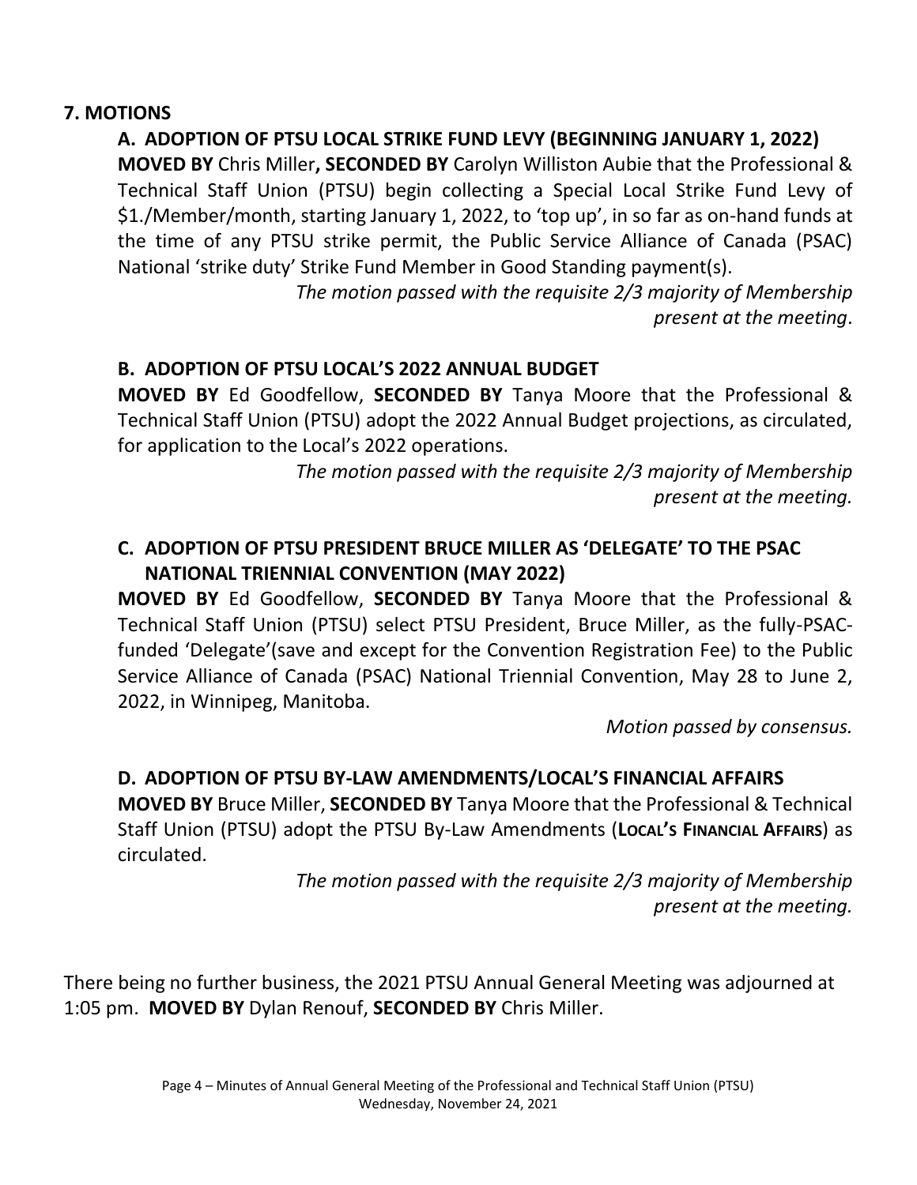## 7. MOTIONS

### A. ADOPTION OF PTSU LOCAL STRIKE FUND LEVY (BEGINNING JANUARY 1, 2022)

**MOVED BY** Chris Miller**, SECONDED BY** Carolyn Williston Aubie that the Professional & Technical Staff Union (PTSU) begin collecting a Special Local Strike Fund Levy of $1./Member/month, starting January 1, 2022, to 'top up', in so far as on-hand funds at the time of any PTSU strike permit, the Public Service Alliance of Canada (PSAC) National 'strike duty' Strike Fund Member in Good Standing payment(s).

*The motion passed with the requisite 2/3 majority of Membership present at the meeting*.

### B. ADOPTION OF PTSU LOCAL'S 2022 ANNUAL BUDGET

**MOVED BY** Ed Goodfellow, **SECONDED BY** Tanya Moore that the Professional & Technical Staff Union (PTSU) adopt the 2022 Annual Budget projections, as circulated, for application to the Local's 2022 operations.

*The motion passed with the requisite 2/3 majority of Membership present at the meeting.*

### C. ADOPTION OF PTSU PRESIDENT BRUCE MILLER AS 'DELEGATE' TO THE PSAC NATIONAL TRIENNIAL CONVENTION (MAY 2022)

**MOVED BY** Ed Goodfellow, **SECONDED BY** Tanya Moore that the Professional & Technical Staff Union (PTSU) select PTSU President, Bruce Miller, as the fully-PSAC-funded 'Delegate'(save and except for the Convention Registration Fee) to the Public Service Alliance of Canada (PSAC) National Triennial Convention, May 28 to June 2, 2022, in Winnipeg, Manitoba.

*Motion passed by consensus.*

### D. ADOPTION OF PTSU BY-LAW AMENDMENTS/LOCAL'S FINANCIAL AFFAIRS

**MOVED BY** Bruce Miller, **SECONDED BY** Tanya Moore that the Professional & Technical Staff Union (PTSU) adopt the PTSU By-Law Amendments (**LOCAL'S FINANCIAL AFFAIRS**) as circulated.

*The motion passed with the requisite 2/3 majority of Membership present at the meeting.*

There being no further business, the 2021 PTSU Annual General Meeting was adjourned at 1:05 pm. **MOVED BY** Dylan Renouf, **SECONDED BY** Chris Miller.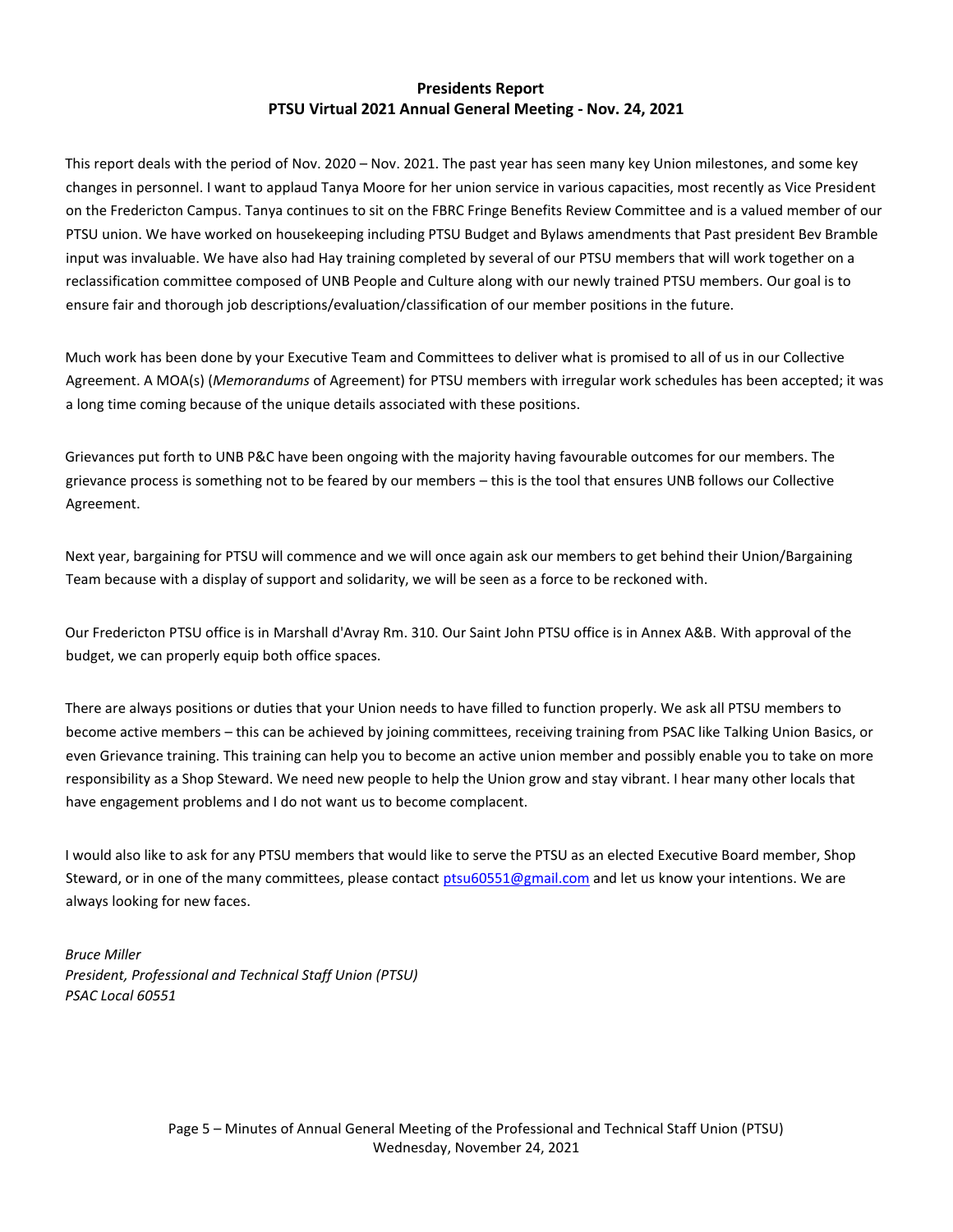# Presidents Report
## PTSU Virtual 2021 Annual General Meeting - Nov. 24, 2021

This report deals with the period of Nov. 2020 – Nov. 2021. The past year has seen many key Union milestones, and some key changes in personnel. I want to applaud Tanya Moore for her union service in various capacities, most recently as Vice President on the Fredericton Campus. Tanya continues to sit on the FBRC Fringe Benefits Review Committee and is a valued member of our PTSU union. We have worked on housekeeping including PTSU Budget and Bylaws amendments that Past president Bev Bramble input was invaluable. We have also had Hay training completed by several of our PTSU members that will work together on a reclassification committee composed of UNB People and Culture along with our newly trained PTSU members. Our goal is to ensure fair and thorough job descriptions/evaluation/classification of our member positions in the future.

Much work has been done by your Executive Team and Committees to deliver what is promised to all of us in our Collective Agreement. A MOA(s) (*Memorandums* of Agreement) for PTSU members with irregular work schedules has been accepted; it was a long time coming because of the unique details associated with these positions.

Grievances put forth to UNB P&C have been ongoing with the majority having favourable outcomes for our members. The grievance process is something not to be feared by our members – this is the tool that ensures UNB follows our Collective Agreement.

Next year, bargaining for PTSU will commence and we will once again ask our members to get behind their Union/Bargaining Team because with a display of support and solidarity, we will be seen as a force to be reckoned with.

Our Fredericton PTSU office is in Marshall d'Avray Rm. 310. Our Saint John PTSU office is in Annex A&B. With approval of the budget, we can properly equip both office spaces.

There are always positions or duties that your Union needs to have filled to function properly. We ask all PTSU members to become active members – this can be achieved by joining committees, receiving training from PSAC like Talking Union Basics, or even Grievance training. This training can help you to become an active union member and possibly enable you to take on more responsibility as a Shop Steward. We need new people to help the Union grow and stay vibrant. I hear many other locals that have engagement problems and I do not want us to become complacent.

I would also like to ask for any PTSU members that would like to serve the PTSU as an elected Executive Board member, Shop Steward, or in one of the many committees, please contact ptsu60551@gmail.com and let us know your intentions. We are always looking for new faces.

*Bruce Miller*
*President, Professional and Technical Staff Union (PTSU)*
*PSAC Local 60551*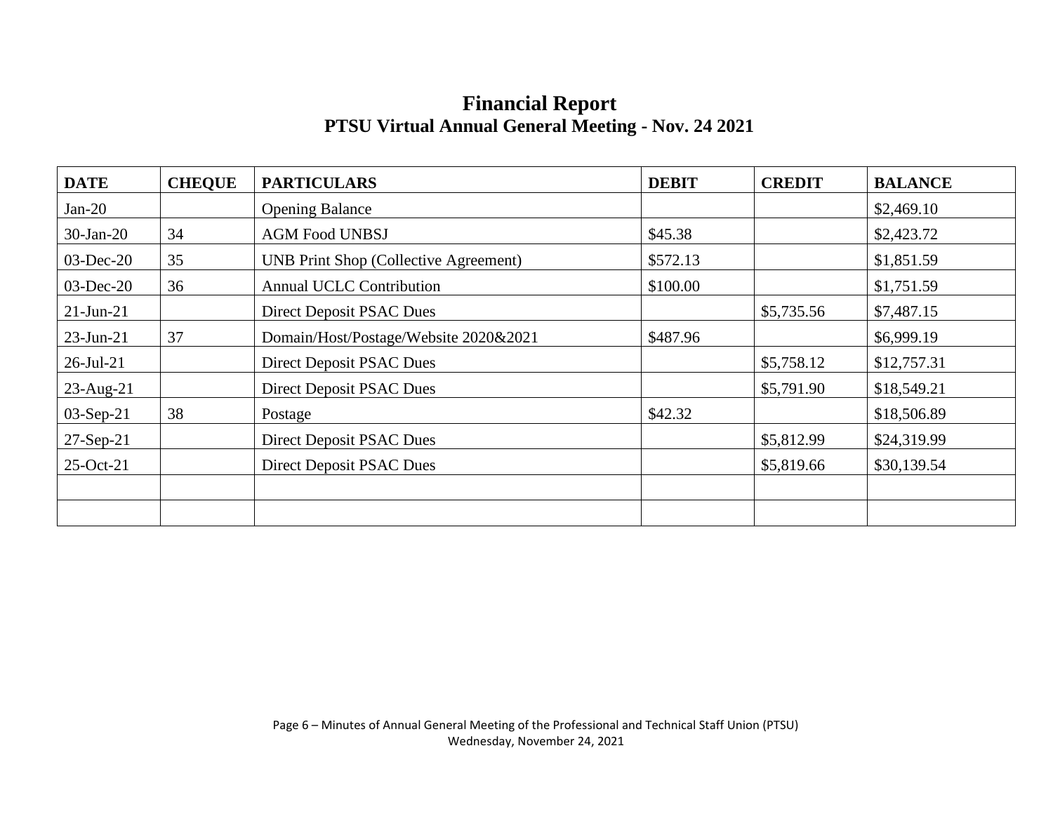# Financial Report

## PTSU Virtual Annual General Meeting - Nov. 24 2021

| DATE | CHEQUE | PARTICULARS | DEBIT | CREDIT | BALANCE |
|---|---|---|---|---|---|
| Jan-20 | | Opening Balance | | | $2,469.10 |
| 30-Jan-20 | 34 | AGM Food UNBSJ | $45.38 | | $2,423.72 |
| 03-Dec-20 | 35 | UNB Print Shop (Collective Agreement) | $572.13 | | $1,851.59 |
| 03-Dec-20 | 36 | Annual UCLC Contribution | $100.00 | | $1,751.59 |
| 21-Jun-21 | | Direct Deposit PSAC Dues | | $5,735.56 | $7,487.15 |
| 23-Jun-21 | 37 | Domain/Host/Postage/Website 2020&2021 | $487.96 | | $6,999.19 |
| 26-Jul-21 | | Direct Deposit PSAC Dues | | $5,758.12 | $12,757.31 |
| 23-Aug-21 | | Direct Deposit PSAC Dues | | $5,791.90 | $18,549.21 |
| 03-Sep-21 | 38 | Postage | $42.32 | | $18,506.89 |
| 27-Sep-21 | | Direct Deposit PSAC Dues | | $5,812.99 | $24,319.99 |
| 25-Oct-21 | | Direct Deposit PSAC Dues | | $5,819.66 | $30,139.54 |
| | | | | | |
| | | | | | |